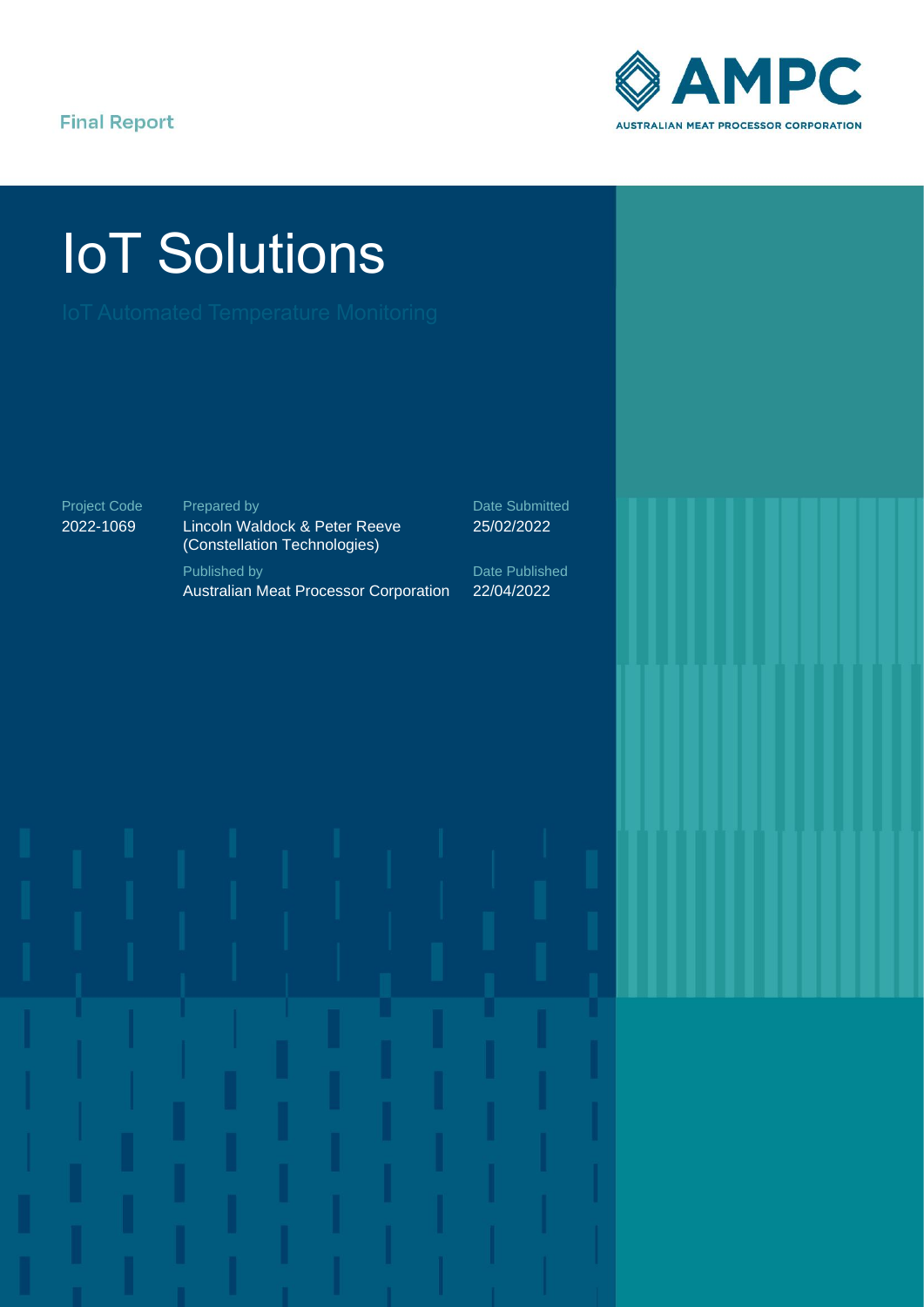Final Report

AMPC
AUSTRALIAN MEAT PROCESSOR CORPORATION

# IoT Solutions

## IoT Automated Temperature Monitoring

| Project Code | Prepared by | Date Submitted |
| --- | --- | --- |
| 2022-1069 | Lincoln Waldock & Peter Reeve (Constellation Technologies) | 25/02/2022 |
| | **Published by** | **Date Published** |
| | Australian Meat Processor Corporation | 22/04/2022 |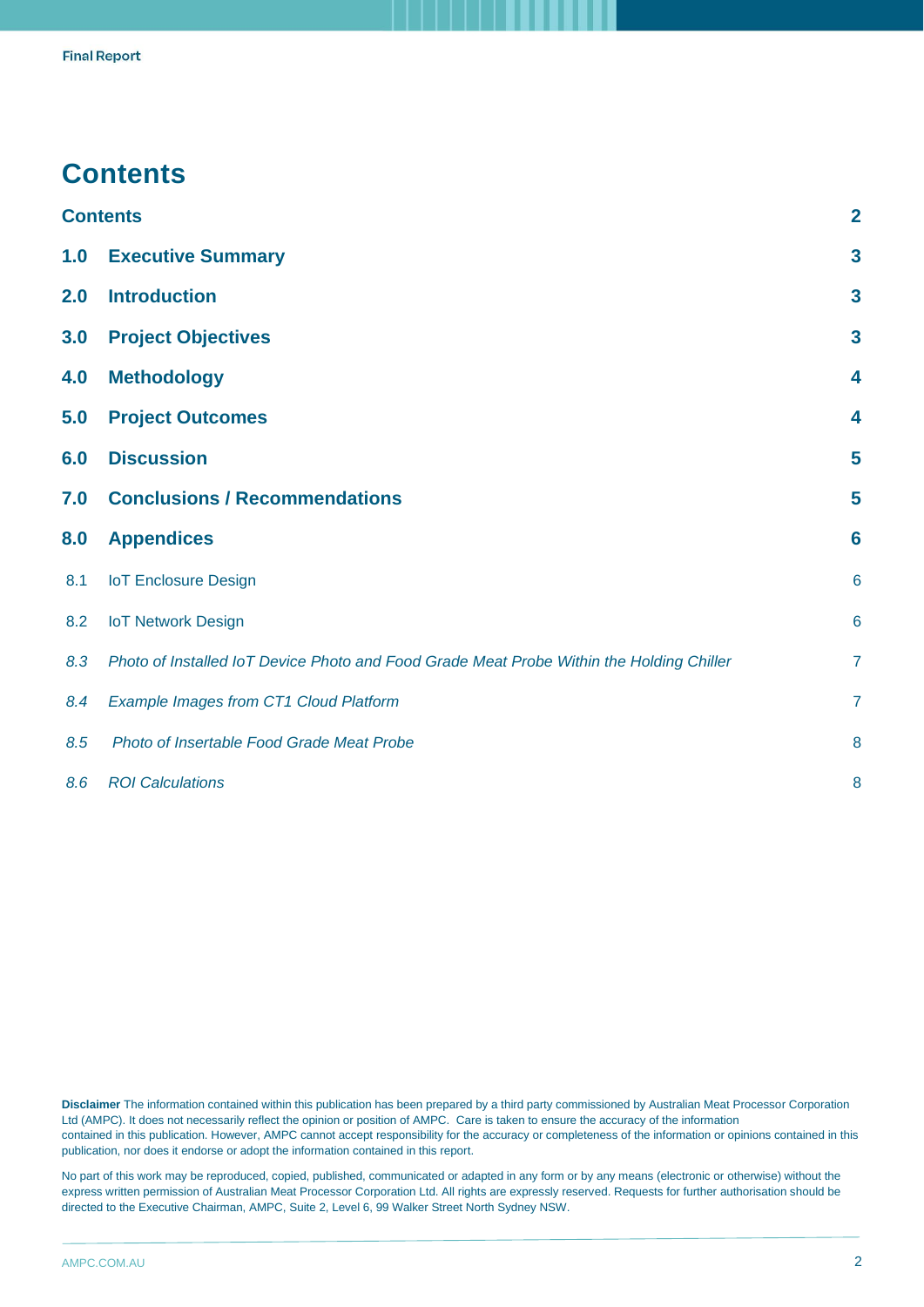# Contents

| | | |
|---|---|---|
| **Contents** | | **2** |
| **1.0** | **Executive Summary** | **3** |
| **2.0** | **Introduction** | **3** |
| **3.0** | **Project Objectives** | **3** |
| **4.0** | **Methodology** | **4** |
| **5.0** | **Project Outcomes** | **4** |
| **6.0** | **Discussion** | **5** |
| **7.0** | **Conclusions / Recommendations** | **5** |
| **8.0** | **Appendices** | **6** |
| 8.1 | IoT Enclosure Design | 6 |
| 8.2 | IoT Network Design | 6 |
| *8.3* | *Photo of Installed IoT Device Photo and Food Grade Meat Probe Within the Holding Chiller* | 7 |
| *8.4* | *Example Images from CT1 Cloud Platform* | 7 |
| *8.5* | *Photo of Insertable Food Grade Meat Probe* | 8 |
| *8.6* | *ROI Calculations* | 8 |

**Disclaimer** The information contained within this publication has been prepared by a third party commissioned by Australian Meat Processor Corporation Ltd (AMPC). It does not necessarily reflect the opinion or position of AMPC. Care is taken to ensure the accuracy of the information contained in this publication. However, AMPC cannot accept responsibility for the accuracy or completeness of the information or opinions contained in this publication, nor does it endorse or adopt the information contained in this report.

No part of this work may be reproduced, copied, published, communicated or adapted in any form or by any means (electronic or otherwise) without the express written permission of Australian Meat Processor Corporation Ltd. All rights are expressly reserved. Requests for further authorisation should be directed to the Executive Chairman, AMPC, Suite 2, Level 6, 99 Walker Street North Sydney NSW.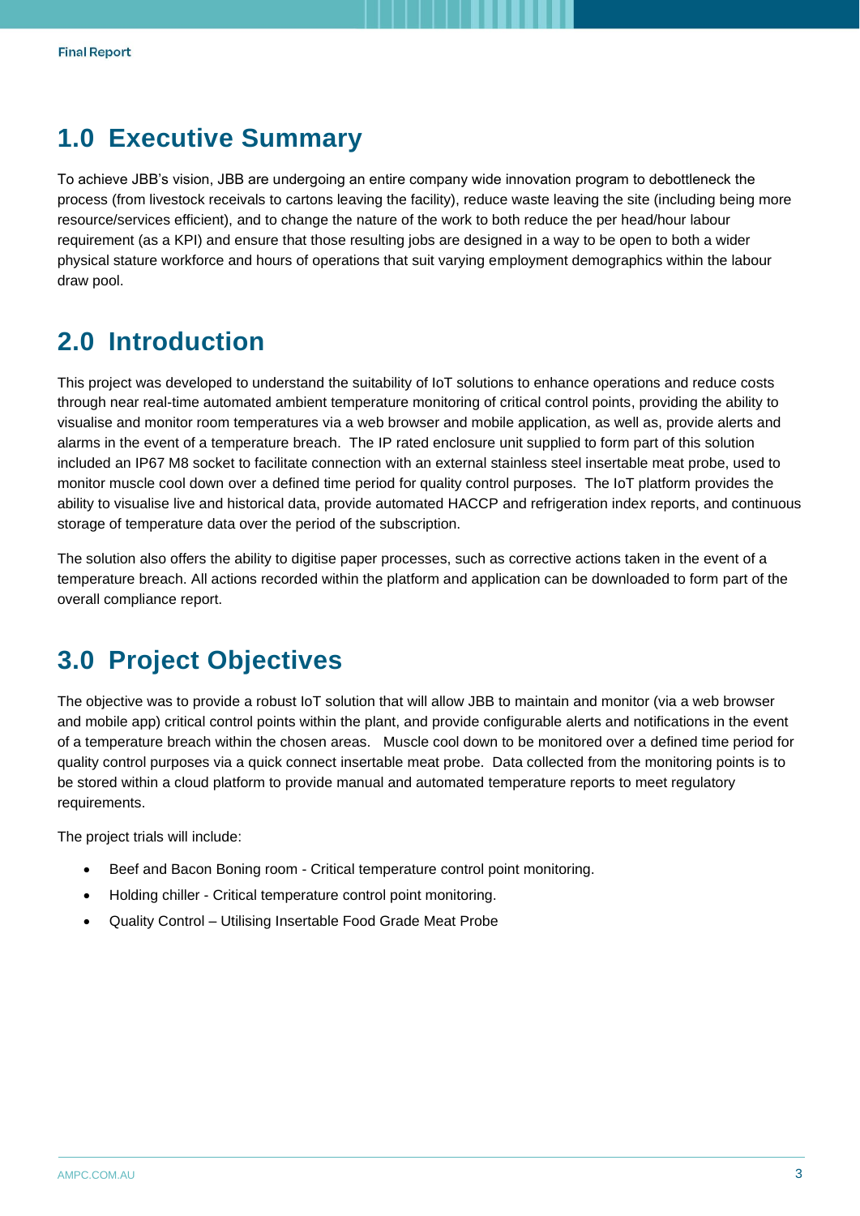## 1.0 Executive Summary

To achieve JBB's vision, JBB are undergoing an entire company wide innovation program to debottleneck the process (from livestock receivals to cartons leaving the facility), reduce waste leaving the site (including being more resource/services efficient), and to change the nature of the work to both reduce the per head/hour labour requirement (as a KPI) and ensure that those resulting jobs are designed in a way to be open to both a wider physical stature workforce and hours of operations that suit varying employment demographics within the labour draw pool.

## 2.0 Introduction

This project was developed to understand the suitability of IoT solutions to enhance operations and reduce costs through near real-time automated ambient temperature monitoring of critical control points, providing the ability to visualise and monitor room temperatures via a web browser and mobile application, as well as, provide alerts and alarms in the event of a temperature breach. The IP rated enclosure unit supplied to form part of this solution included an IP67 M8 socket to facilitate connection with an external stainless steel insertable meat probe, used to monitor muscle cool down over a defined time period for quality control purposes. The IoT platform provides the ability to visualise live and historical data, provide automated HACCP and refrigeration index reports, and continuous storage of temperature data over the period of the subscription.

The solution also offers the ability to digitise paper processes, such as corrective actions taken in the event of a temperature breach. All actions recorded within the platform and application can be downloaded to form part of the overall compliance report.

## 3.0 Project Objectives

The objective was to provide a robust IoT solution that will allow JBB to maintain and monitor (via a web browser and mobile app) critical control points within the plant, and provide configurable alerts and notifications in the event of a temperature breach within the chosen areas. Muscle cool down to be monitored over a defined time period for quality control purposes via a quick connect insertable meat probe. Data collected from the monitoring points is to be stored within a cloud platform to provide manual and automated temperature reports to meet regulatory requirements.

The project trials will include:

- Beef and Bacon Boning room - Critical temperature control point monitoring.
- Holding chiller - Critical temperature control point monitoring.
- Quality Control – Utilising Insertable Food Grade Meat Probe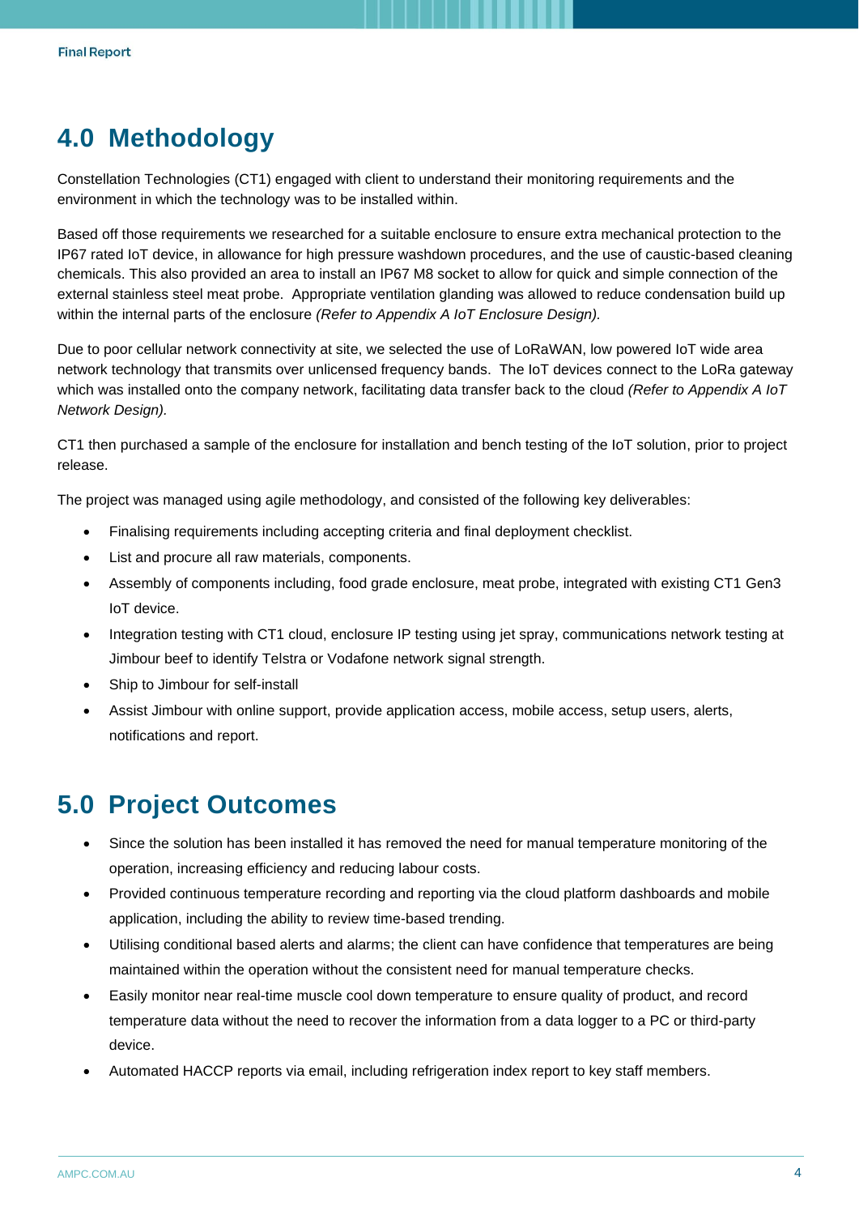# 4.0 Methodology

Constellation Technologies (CT1) engaged with client to understand their monitoring requirements and the environment in which the technology was to be installed within.

Based off those requirements we researched for a suitable enclosure to ensure extra mechanical protection to the IP67 rated IoT device, in allowance for high pressure washdown procedures, and the use of caustic-based cleaning chemicals. This also provided an area to install an IP67 M8 socket to allow for quick and simple connection of the external stainless steel meat probe. Appropriate ventilation glanding was allowed to reduce condensation build up within the internal parts of the enclosure *(Refer to Appendix A IoT Enclosure Design).*

Due to poor cellular network connectivity at site, we selected the use of LoRaWAN, low powered IoT wide area network technology that transmits over unlicensed frequency bands. The IoT devices connect to the LoRa gateway which was installed onto the company network, facilitating data transfer back to the cloud *(Refer to Appendix A IoT Network Design).*

CT1 then purchased a sample of the enclosure for installation and bench testing of the IoT solution, prior to project release.

The project was managed using agile methodology, and consisted of the following key deliverables:

- Finalising requirements including accepting criteria and final deployment checklist.
- List and procure all raw materials, components.
- Assembly of components including, food grade enclosure, meat probe, integrated with existing CT1 Gen3 IoT device.
- Integration testing with CT1 cloud, enclosure IP testing using jet spray, communications network testing at Jimbour beef to identify Telstra or Vodafone network signal strength.
- Ship to Jimbour for self-install
- Assist Jimbour with online support, provide application access, mobile access, setup users, alerts, notifications and report.

# 5.0 Project Outcomes

- Since the solution has been installed it has removed the need for manual temperature monitoring of the operation, increasing efficiency and reducing labour costs.
- Provided continuous temperature recording and reporting via the cloud platform dashboards and mobile application, including the ability to review time-based trending.
- Utilising conditional based alerts and alarms; the client can have confidence that temperatures are being maintained within the operation without the consistent need for manual temperature checks.
- Easily monitor near real-time muscle cool down temperature to ensure quality of product, and record temperature data without the need to recover the information from a data logger to a PC or third-party device.
- Automated HACCP reports via email, including refrigeration index report to key staff members.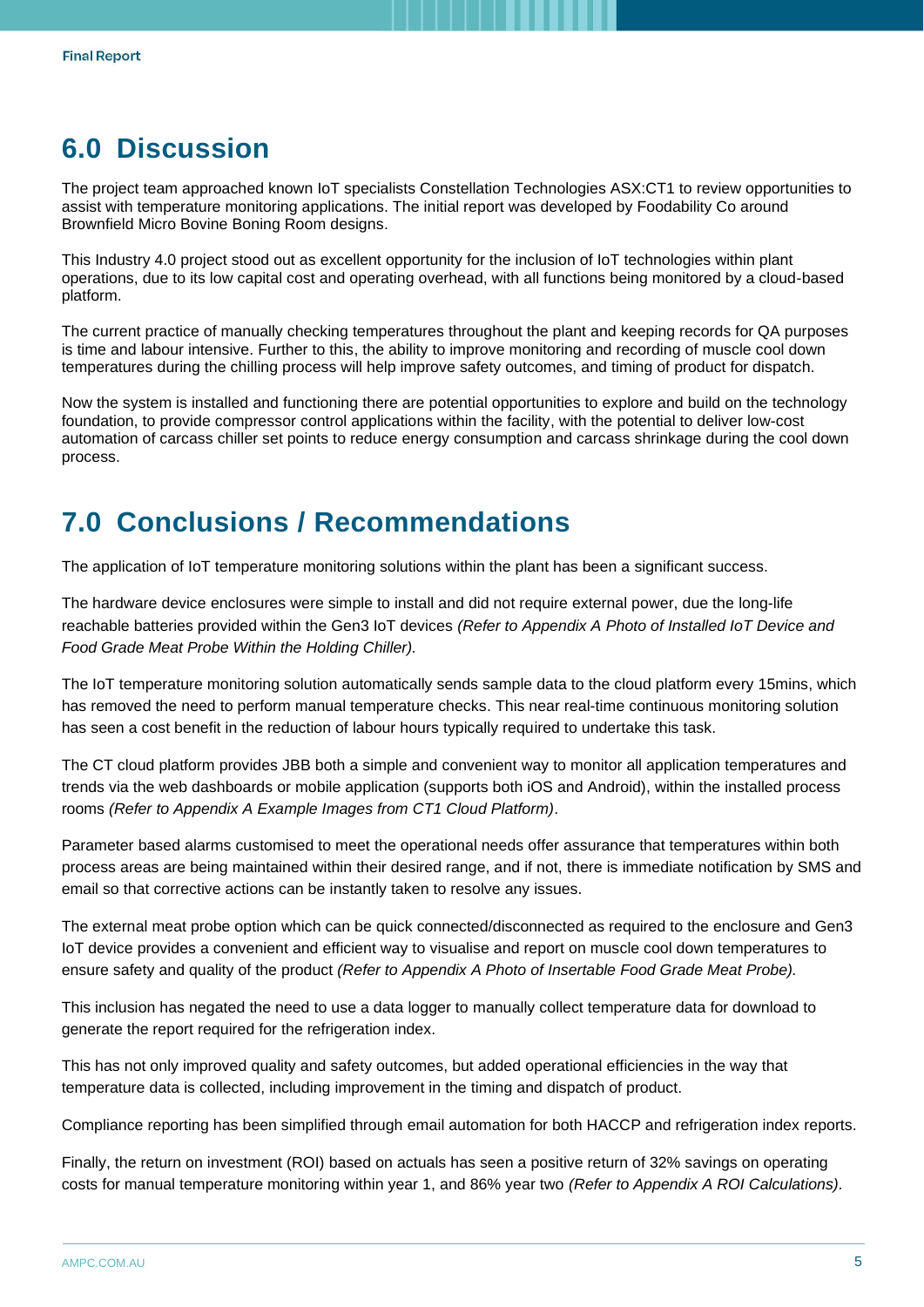# 6.0 Discussion

The project team approached known IoT specialists Constellation Technologies ASX:CT1 to review opportunities to assist with temperature monitoring applications. The initial report was developed by Foodability Co around Brownfield Micro Bovine Boning Room designs.

This Industry 4.0 project stood out as excellent opportunity for the inclusion of IoT technologies within plant operations, due to its low capital cost and operating overhead, with all functions being monitored by a cloud-based platform.

The current practice of manually checking temperatures throughout the plant and keeping records for QA purposes is time and labour intensive. Further to this, the ability to improve monitoring and recording of muscle cool down temperatures during the chilling process will help improve safety outcomes, and timing of product for dispatch.

Now the system is installed and functioning there are potential opportunities to explore and build on the technology foundation, to provide compressor control applications within the facility, with the potential to deliver low-cost automation of carcass chiller set points to reduce energy consumption and carcass shrinkage during the cool down process.

# 7.0 Conclusions / Recommendations

The application of IoT temperature monitoring solutions within the plant has been a significant success.

The hardware device enclosures were simple to install and did not require external power, due the long-life reachable batteries provided within the Gen3 IoT devices *(Refer to Appendix A Photo of Installed IoT Device and Food Grade Meat Probe Within the Holding Chiller).*

The IoT temperature monitoring solution automatically sends sample data to the cloud platform every 15mins, which has removed the need to perform manual temperature checks. This near real-time continuous monitoring solution has seen a cost benefit in the reduction of labour hours typically required to undertake this task.

The CT cloud platform provides JBB both a simple and convenient way to monitor all application temperatures and trends via the web dashboards or mobile application (supports both iOS and Android), within the installed process rooms *(Refer to Appendix A Example Images from CT1 Cloud Platform)*.

Parameter based alarms customised to meet the operational needs offer assurance that temperatures within both process areas are being maintained within their desired range, and if not, there is immediate notification by SMS and email so that corrective actions can be instantly taken to resolve any issues.

The external meat probe option which can be quick connected/disconnected as required to the enclosure and Gen3 IoT device provides a convenient and efficient way to visualise and report on muscle cool down temperatures to ensure safety and quality of the product *(Refer to Appendix A Photo of Insertable Food Grade Meat Probe).*

This inclusion has negated the need to use a data logger to manually collect temperature data for download to generate the report required for the refrigeration index.

This has not only improved quality and safety outcomes, but added operational efficiencies in the way that temperature data is collected, including improvement in the timing and dispatch of product.

Compliance reporting has been simplified through email automation for both HACCP and refrigeration index reports.

Finally, the return on investment (ROI) based on actuals has seen a positive return of 32% savings on operating costs for manual temperature monitoring within year 1, and 86% year two *(Refer to Appendix A ROI Calculations)*.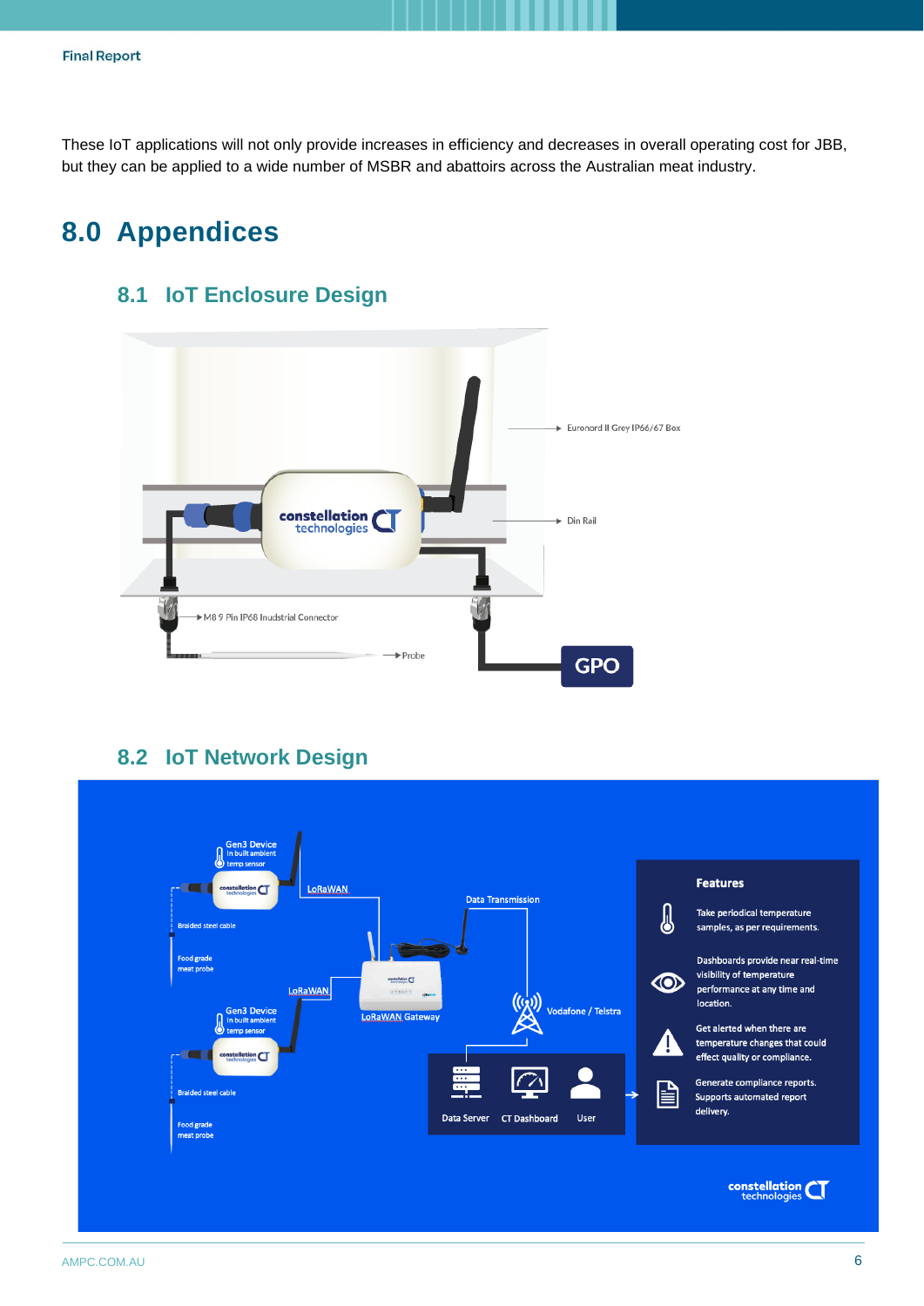These IoT applications will not only provide increases in efficiency and decreases in overall operating cost for JBB, but they can be applied to a wide number of MSBR and abattoirs across the Australian meat industry.

# 8.0 Appendices

## 8.1 IoT Enclosure Design

Euronord II Grey IP66/67 Box

Din Rail

M8 9 Pin IP68 Industrial Connector

Probe

GPO

## 8.2 IoT Network Design

Gen3 Device
In built ambient temp sensor

LoRaWAN

Braided steel cable

Food grade meat probe

LoRaWAN Gateway

Data Transmission

Vodafone / Telstra

Data Server

CT Dashboard

User

**Features**

- Take periodical temperature samples, as per requirements.
- Dashboards provide near real-time visibility of temperature performance at any time and location.
- Get alerted when there are temperature changes that could effect quality or compliance.
- Generate compliance reports. Supports automated report delivery.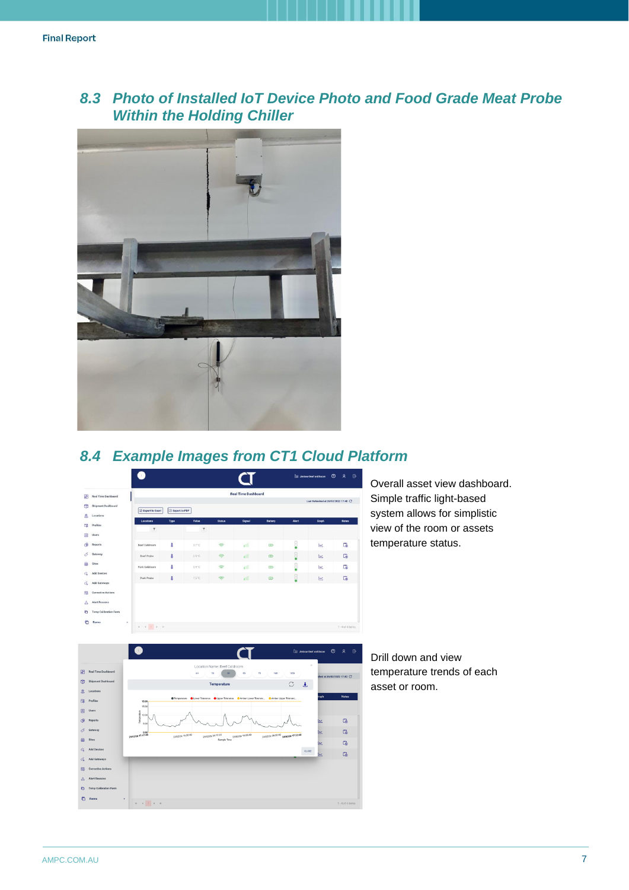## 8.3 Photo of Installed IoT Device Photo and Food Grade Meat Probe Within the Holding Chiller

## 8.4 Example Images from CT1 Cloud Platform

Overall asset view dashboard. Simple traffic light-based system allows for simplistic view of the room or assets temperature status.

Drill down and view temperature trends of each asset or room.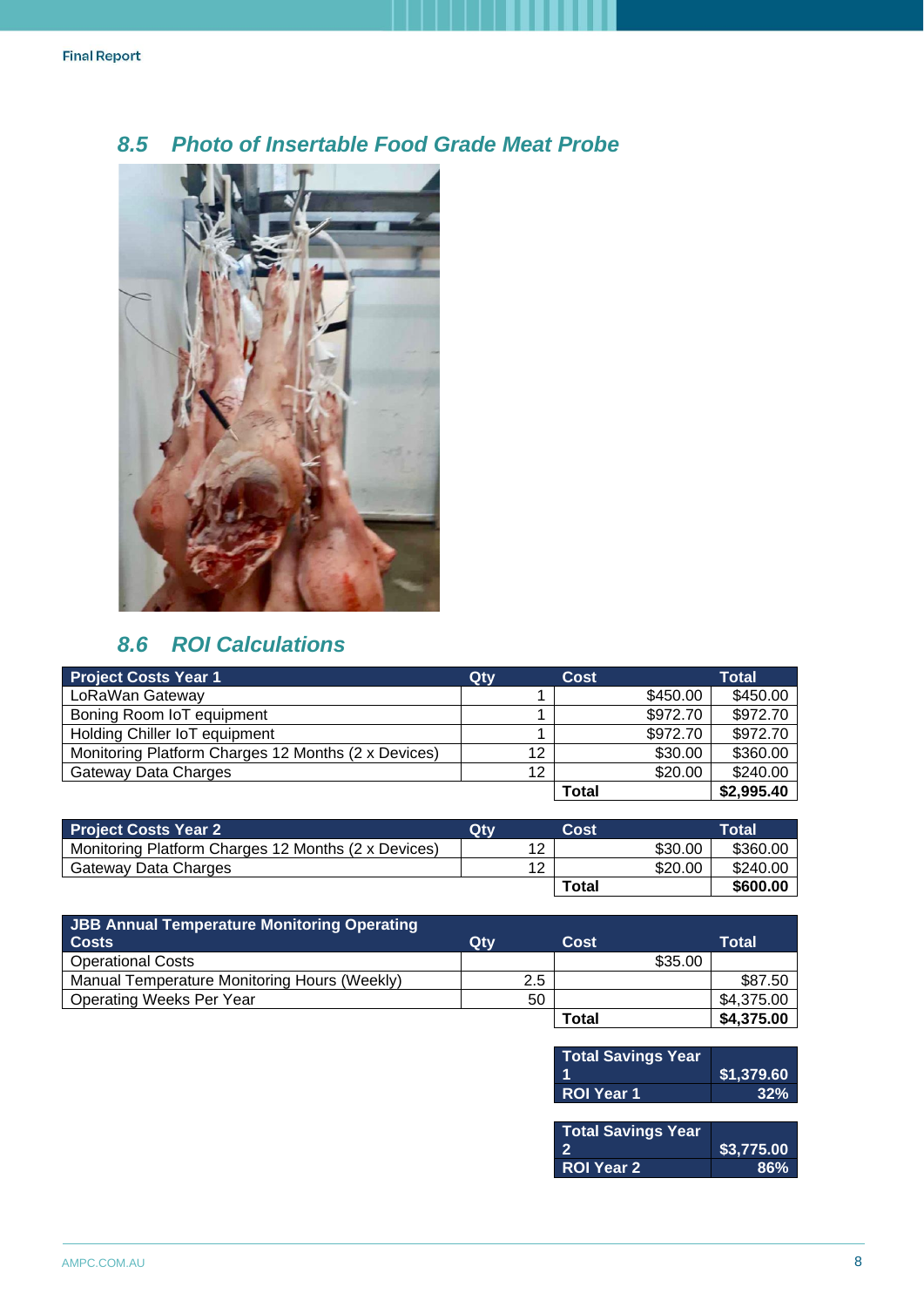## 8.5 Photo of Insertable Food Grade Meat Probe

## 8.6 ROI Calculations

| Project Costs Year 1 | Qty | Cost | Total |
|---|---|---|---|
| LoRaWan Gateway | 1 | $450.00 | $450.00 |
| Boning Room IoT equipment | 1 | $972.70 | $972.70 |
| Holding Chiller IoT equipment | 1 | $972.70 | $972.70 |
| Monitoring Platform Charges 12 Months (2 x Devices) | 12 | $30.00 | $360.00 |
| Gateway Data Charges | 12 | $20.00 | $240.00 |
| | | **Total** | **$2,995.40** |

| Project Costs Year 2 | Qty | Cost | Total |
|---|---|---|---|
| Monitoring Platform Charges 12 Months (2 x Devices) | 12 | $30.00 | $360.00 |
| Gateway Data Charges | 12 | $20.00 | $240.00 |
| | | **Total** | **$600.00** |

| JBB Annual Temperature Monitoring Operating Costs | Qty | Cost | Total |
|---|---|---|---|
| Operational Costs | | $35.00 | |
| Manual Temperature Monitoring Hours (Weekly) | 2.5 | | $87.50 |
| Operating Weeks Per Year | 50 | | $4,375.00 |
| | | **Total** | **$4,375.00** |

| | |
|---|---|
| **Total Savings Year 1** | **$1,379.60** |
| **ROI Year 1** | **32%** |

| | |
|---|---|
| **Total Savings Year 2** | **$3,775.00** |
| **ROI Year 2** | **86%** |